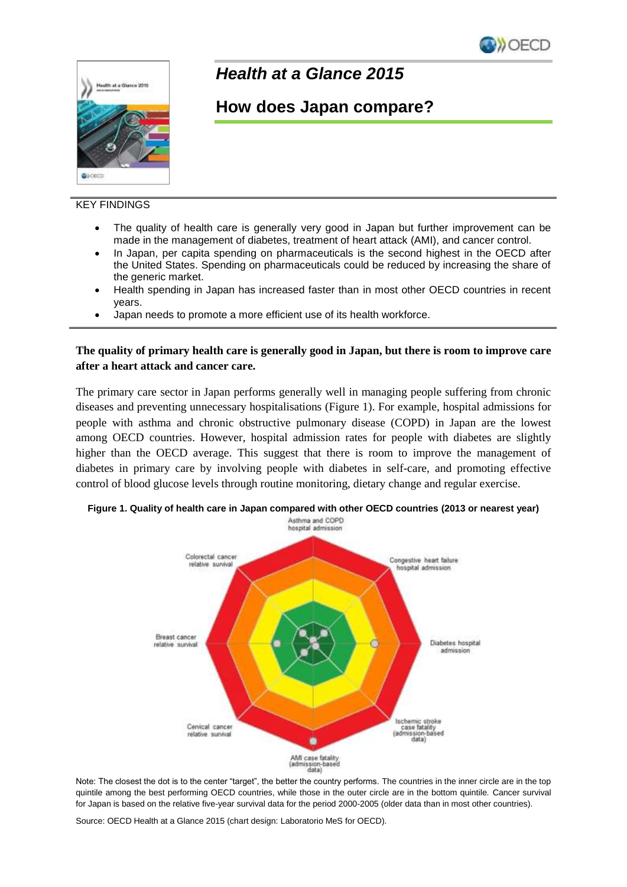# *Health at a Glance 2015*

## How does Japan compare?

KEY FINDINGS

- The quality of health care is generally very good in Japan but further improvement can be made in the management of diabetes, treatment of heart attack (AMI), and cancer control.
- In Japan, per capita spending on pharmaceuticals is the second highest in the OECD after the United States. Spending on pharmaceuticals could be reduced by increasing the share of the generic market.
- Health spending in Japan has increased faster than in most other OECD countries in recent years.
- Japan needs to promote a more efficient use of its health workforce.

**The quality of primary health care is generally good in Japan, but there is room to improve care after a heart attack and cancer care.**

The primary care sector in Japan performs generally well in managing people suffering from chronic diseases and preventing unnecessary hospitalisations (Figure 1). For example, hospital admissions for people with asthma and chronic obstructive pulmonary disease (COPD) in Japan are the lowest among OECD countries. However, hospital admission rates for people with diabetes are slightly higher than the OECD average. This suggest that there is room to improve the management of diabetes in primary care by involving people with diabetes in self-care, and promoting effective control of blood glucose levels through routine monitoring, dietary change and regular exercise.

**Figure 1. Quality of health care in Japan compared with other OECD countries (2013 or nearest year)**

Asthma and COPD hospital admission; Congestive heart failure hospital admission; Diabetes hospital admission; Ischemic stroke case fatality (admission-based data); AMI case fatality (admission-based data); Cervical cancer relative survival; Breast cancer relative survival; Colorectal cancer relative survival

Note: The closest the dot is to the center "target", the better the country performs. The countries in the inner circle are in the top quintile among the best performing OECD countries, while those in the outer circle are in the bottom quintile. Cancer survival for Japan is based on the relative five-year survival data for the period 2000-2005 (older data than in most other countries).

Source: OECD Health at a Glance 2015 (chart design: Laboratorio MeS for OECD).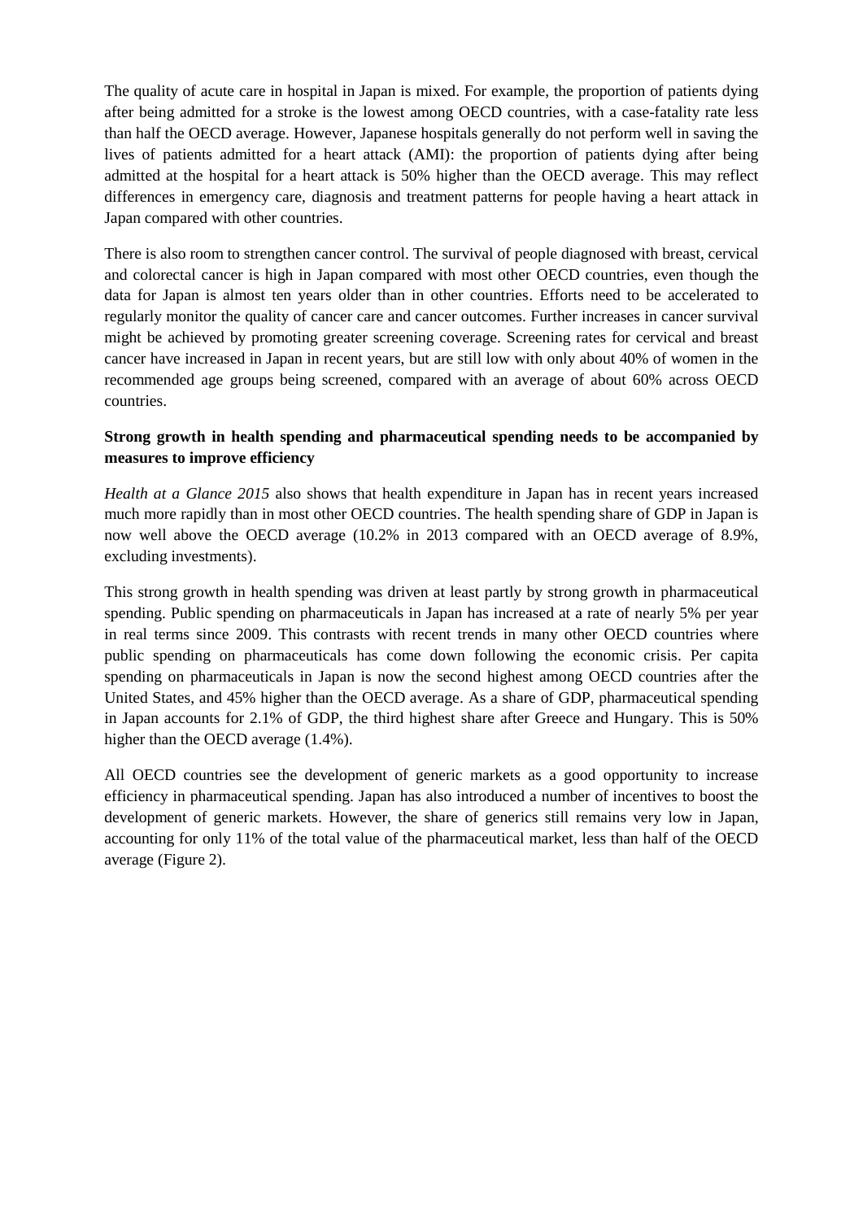The quality of acute care in hospital in Japan is mixed. For example, the proportion of patients dying after being admitted for a stroke is the lowest among OECD countries, with a case-fatality rate less than half the OECD average. However, Japanese hospitals generally do not perform well in saving the lives of patients admitted for a heart attack (AMI): the proportion of patients dying after being admitted at the hospital for a heart attack is 50% higher than the OECD average. This may reflect differences in emergency care, diagnosis and treatment patterns for people having a heart attack in Japan compared with other countries.

There is also room to strengthen cancer control. The survival of people diagnosed with breast, cervical and colorectal cancer is high in Japan compared with most other OECD countries, even though the data for Japan is almost ten years older than in other countries. Efforts need to be accelerated to regularly monitor the quality of cancer care and cancer outcomes. Further increases in cancer survival might be achieved by promoting greater screening coverage. Screening rates for cervical and breast cancer have increased in Japan in recent years, but are still low with only about 40% of women in the recommended age groups being screened, compared with an average of about 60% across OECD countries.

**Strong growth in health spending and pharmaceutical spending needs to be accompanied by measures to improve efficiency**

*Health at a Glance 2015* also shows that health expenditure in Japan has in recent years increased much more rapidly than in most other OECD countries. The health spending share of GDP in Japan is now well above the OECD average (10.2% in 2013 compared with an OECD average of 8.9%, excluding investments).

This strong growth in health spending was driven at least partly by strong growth in pharmaceutical spending. Public spending on pharmaceuticals in Japan has increased at a rate of nearly 5% per year in real terms since 2009. This contrasts with recent trends in many other OECD countries where public spending on pharmaceuticals has come down following the economic crisis. Per capita spending on pharmaceuticals in Japan is now the second highest among OECD countries after the United States, and 45% higher than the OECD average. As a share of GDP, pharmaceutical spending in Japan accounts for 2.1% of GDP, the third highest share after Greece and Hungary. This is 50% higher than the OECD average (1.4%).

All OECD countries see the development of generic markets as a good opportunity to increase efficiency in pharmaceutical spending. Japan has also introduced a number of incentives to boost the development of generic markets. However, the share of generics still remains very low in Japan, accounting for only 11% of the total value of the pharmaceutical market, less than half of the OECD average (Figure 2).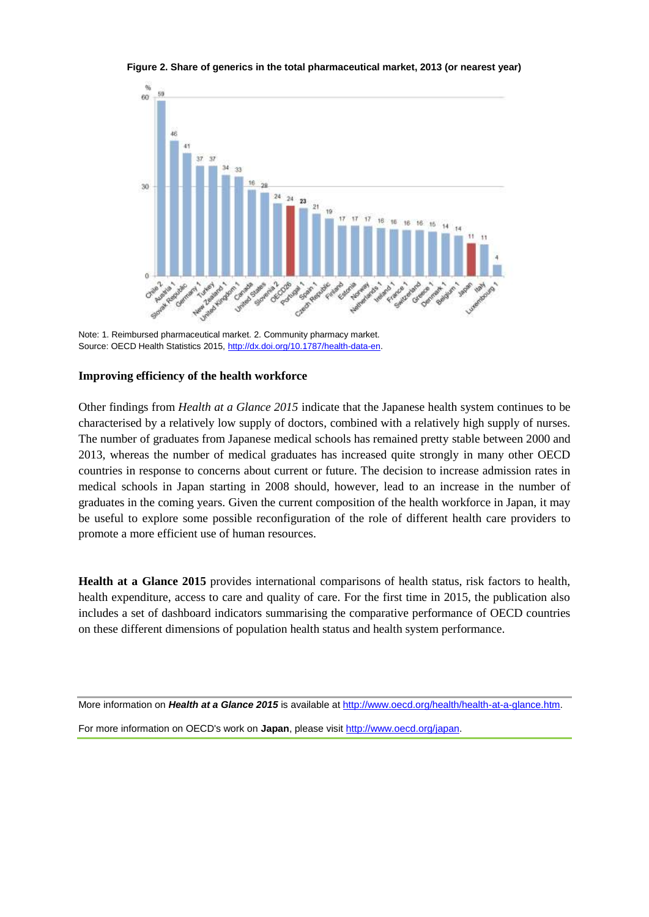**Figure 2. Share of generics in the total pharmaceutical market, 2013 (or nearest year)**

%

60

30

0

59
46
41
37
37
34
33
16
28
24
24
23
21
19
17
17
17
16
16
16
16
15
14
14
11
11
4

Chile 2
Slovak Republic
Austria 1
Germany
Turkey
New Zealand 1
United Kingdom 1
Canada
United States
Slovenia 2
OECD26
Portugal 1
Spain 1
Czech Republic
Finland
Estonia
Norway
Netherlands 1
Ireland 1
France 1
Switzerland
Greece 1
Denmark 1
Belgium 1
Japan
Italy
Luxembourg 1

Note: 1. Reimbursed pharmaceutical market. 2. Community pharmacy market.
Source: OECD Health Statistics 2015, http://dx.doi.org/10.1787/health-data-en.

**Improving efficiency of the health workforce**

Other findings from *Health at a Glance 2015* indicate that the Japanese health system continues to be characterised by a relatively low supply of doctors, combined with a relatively high supply of nurses. The number of graduates from Japanese medical schools has remained pretty stable between 2000 and 2013, whereas the number of medical graduates has increased quite strongly in many other OECD countries in response to concerns about current or future. The decision to increase admission rates in medical schools in Japan starting in 2008 should, however, lead to an increase in the number of graduates in the coming years. Given the current composition of the health workforce in Japan, it may be useful to explore some possible reconfiguration of the role of different health care providers to promote a more efficient use of human resources.

**Health at a Glance 2015** provides international comparisons of health status, risk factors to health, health expenditure, access to care and quality of care. For the first time in 2015, the publication also includes a set of dashboard indicators summarising the comparative performance of OECD countries on these different dimensions of population health status and health system performance.

---

More information on ***Health at a Glance 2015*** is available at http://www.oecd.org/health/health-at-a-glance.htm.

For more information on OECD's work on **Japan**, please visit http://www.oecd.org/japan.